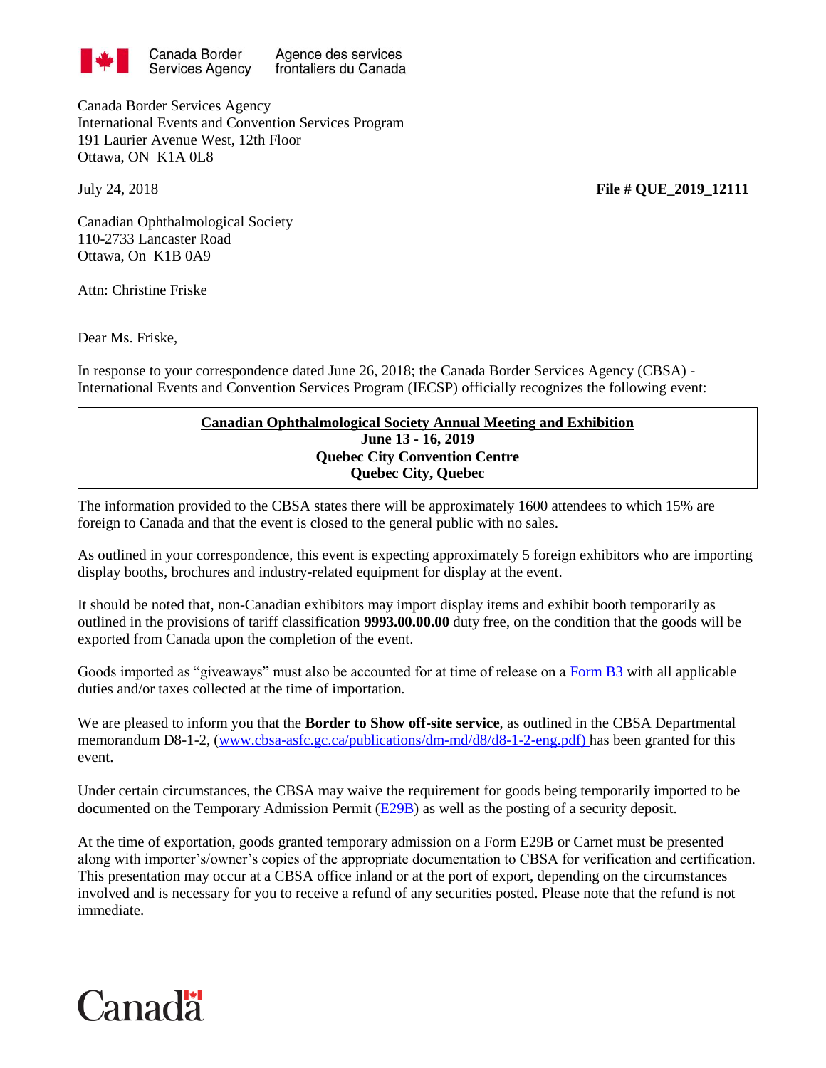Canada Border Services Agency | Agence des services frontaliers du Canada

Canada Border Services Agency
International Events and Convention Services Program
191 Laurier Avenue West, 12th Floor
Ottawa, ON K1A 0L8

July 24, 2018

**File # QUE_2019_12111**

Canadian Ophthalmological Society
110-2733 Lancaster Road
Ottawa, On K1B 0A9

Attn: Christine Friske

Dear Ms. Friske,

In response to your correspondence dated June 26, 2018; the Canada Border Services Agency (CBSA) - International Events and Convention Services Program (IECSP) officially recognizes the following event:

**Canadian Ophthalmological Society Annual Meeting and Exhibition**
**June 13 - 16, 2019**
**Quebec City Convention Centre**
**Quebec City, Quebec**

The information provided to the CBSA states there will be approximately 1600 attendees to which 15% are foreign to Canada and that the event is closed to the general public with no sales.

As outlined in your correspondence, this event is expecting approximately 5 foreign exhibitors who are importing display booths, brochures and industry-related equipment for display at the event.

It should be noted that, non-Canadian exhibitors may import display items and exhibit booth temporarily as outlined in the provisions of tariff classification **9993.00.00.00** duty free, on the condition that the goods will be exported from Canada upon the completion of the event.

Goods imported as "giveaways" must also be accounted for at time of release on a Form B3 with all applicable duties and/or taxes collected at the time of importation.

We are pleased to inform you that the **Border to Show off-site service**, as outlined in the CBSA Departmental memorandum D8-1-2, (www.cbsa-asfc.gc.ca/publications/dm-md/d8/d8-1-2-eng.pdf) has been granted for this event.

Under certain circumstances, the CBSA may waive the requirement for goods being temporarily imported to be documented on the Temporary Admission Permit (E29B) as well as the posting of a security deposit.

At the time of exportation, goods granted temporary admission on a Form E29B or Carnet must be presented along with importer's/owner's copies of the appropriate documentation to CBSA for verification and certification. This presentation may occur at a CBSA office inland or at the port of export, depending on the circumstances involved and is necessary for you to receive a refund of any securities posted. Please note that the refund is not immediate.

Canada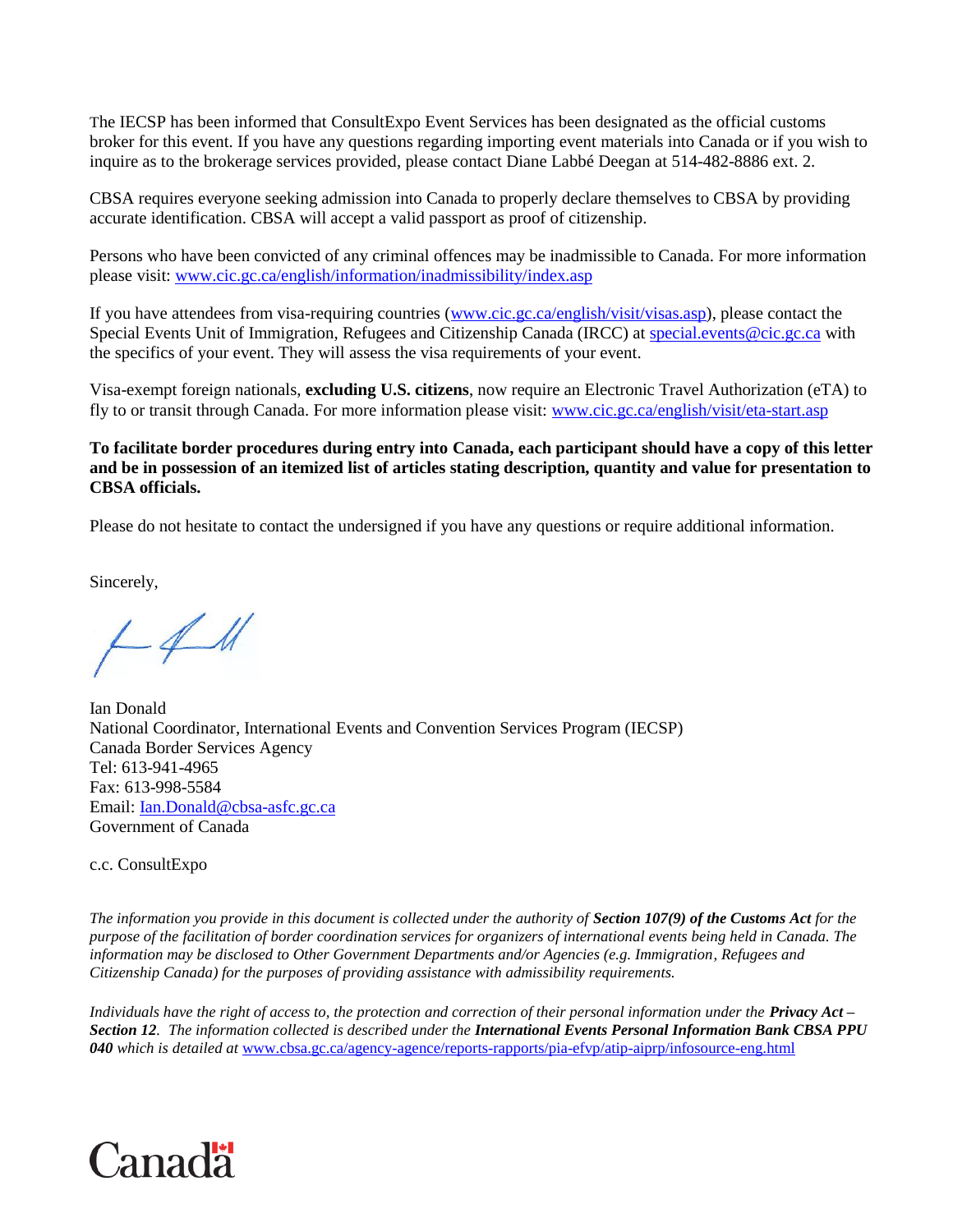The IECSP has been informed that ConsultExpo Event Services has been designated as the official customs broker for this event. If you have any questions regarding importing event materials into Canada or if you wish to inquire as to the brokerage services provided, please contact Diane Labbé Deegan at 514-482-8886 ext. 2.

CBSA requires everyone seeking admission into Canada to properly declare themselves to CBSA by providing accurate identification. CBSA will accept a valid passport as proof of citizenship.

Persons who have been convicted of any criminal offences may be inadmissible to Canada. For more information please visit: www.cic.gc.ca/english/information/inadmissibility/index.asp

If you have attendees from visa-requiring countries (www.cic.gc.ca/english/visit/visas.asp), please contact the Special Events Unit of Immigration, Refugees and Citizenship Canada (IRCC) at special.events@cic.gc.ca with the specifics of your event. They will assess the visa requirements of your event.

Visa-exempt foreign nationals, **excluding U.S. citizens**, now require an Electronic Travel Authorization (eTA) to fly to or transit through Canada. For more information please visit: www.cic.gc.ca/english/visit/eta-start.asp

**To facilitate border procedures during entry into Canada, each participant should have a copy of this letter and be in possession of an itemized list of articles stating description, quantity and value for presentation to CBSA officials.**

Please do not hesitate to contact the undersigned if you have any questions or require additional information.

Sincerely,

Ian Donald
National Coordinator, International Events and Convention Services Program (IECSP)
Canada Border Services Agency
Tel: 613-941-4965
Fax: 613-998-5584
Email: Ian.Donald@cbsa-asfc.gc.ca
Government of Canada

c.c. ConsultExpo

*The information you provide in this document is collected under the authority of **Section 107(9) of the Customs Act** for the purpose of the facilitation of border coordination services for organizers of international events being held in Canada. The information may be disclosed to Other Government Departments and/or Agencies (e.g. Immigration, Refugees and Citizenship Canada) for the purposes of providing assistance with admissibility requirements.*

*Individuals have the right of access to, the protection and correction of their personal information under the **Privacy Act – Section 12**. The information collected is described under the **International Events Personal Information Bank CBSA PPU 040** which is detailed at* www.cbsa.gc.ca/agency-agence/reports-rapports/pia-efvp/atip-aiprp/infosource-eng.html

Canada